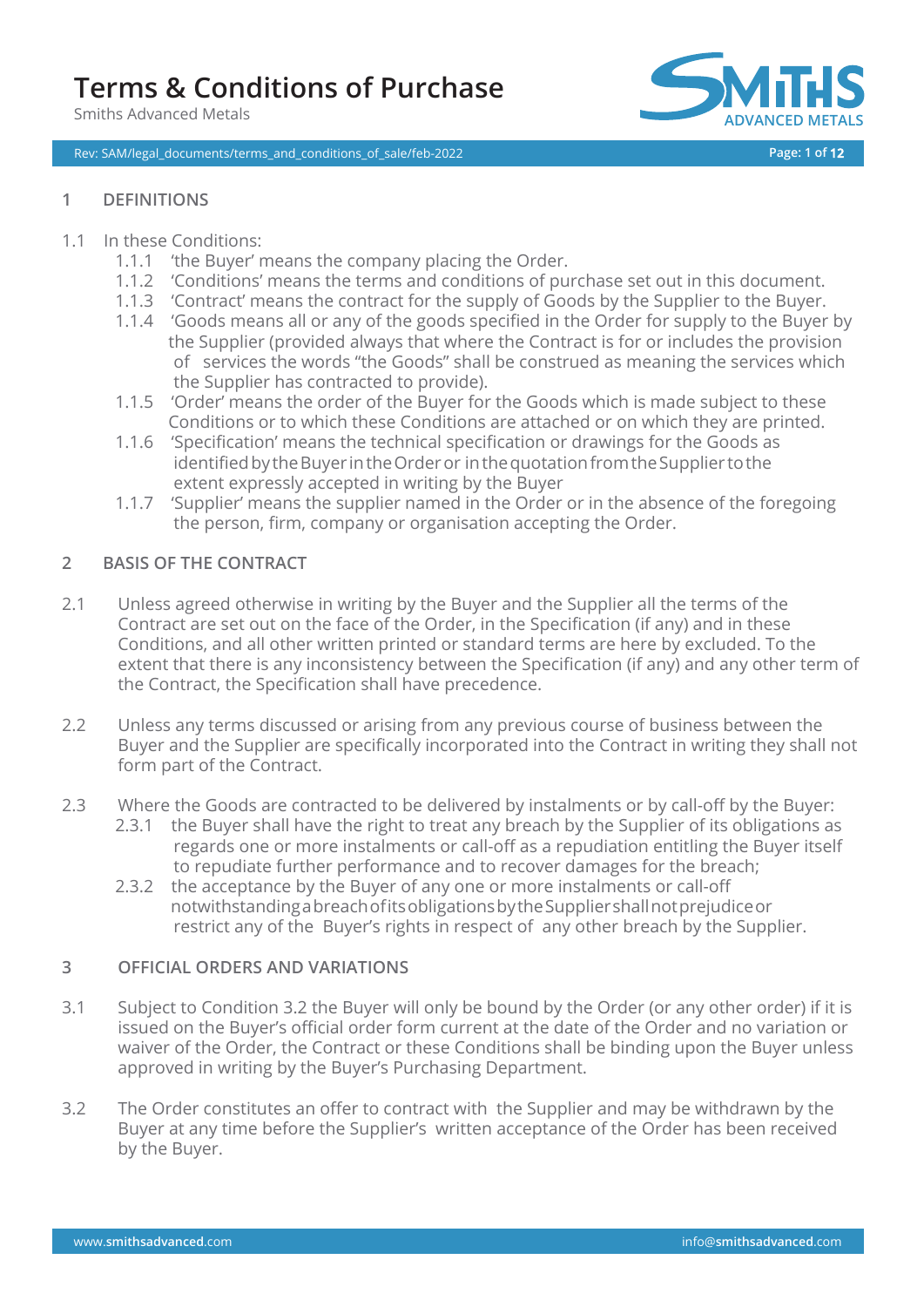# Terms & Conditions of Purchase

Smiths Advanced Metals

## 1 DEFINITIONS

1.1 In these Conditions:

1.1.1 'the Buyer' means the company placing the Order.

1.1.2 'Conditions' means the terms and conditions of purchase set out in this document.

1.1.3 'Contract' means the contract for the supply of Goods by the Supplier to the Buyer.

1.1.4 'Goods means all or any of the goods specified in the Order for supply to the Buyer by the Supplier (provided always that where the Contract is for or includes the provision of services the words "the Goods" shall be construed as meaning the services which the Supplier has contracted to provide).

1.1.5 'Order' means the order of the Buyer for the Goods which is made subject to these Conditions or to which these Conditions are attached or on which they are printed.

1.1.6 'Specification' means the technical specification or drawings for the Goods as identified by the Buyer in the Order or in the quotation from the Supplier to the extent expressly accepted in writing by the Buyer

1.1.7 'Supplier' means the supplier named in the Order or in the absence of the foregoing the person, firm, company or organisation accepting the Order.

## 2 BASIS OF THE CONTRACT

2.1 Unless agreed otherwise in writing by the Buyer and the Supplier all the terms of the Contract are set out on the face of the Order, in the Specification (if any) and in these Conditions, and all other written printed or standard terms are here by excluded. To the extent that there is any inconsistency between the Specification (if any) and any other term of the Contract, the Specification shall have precedence.

2.2 Unless any terms discussed or arising from any previous course of business between the Buyer and the Supplier are specifically incorporated into the Contract in writing they shall not form part of the Contract.

2.3 Where the Goods are contracted to be delivered by instalments or by call-off by the Buyer:

2.3.1 the Buyer shall have the right to treat any breach by the Supplier of its obligations as regards one or more instalments or call-off as a repudiation entitling the Buyer itself to repudiate further performance and to recover damages for the breach;

2.3.2 the acceptance by the Buyer of any one or more instalments or call-off notwithstanding a breach of its obligations by the Supplier shall not prejudice or restrict any of the Buyer's rights in respect of any other breach by the Supplier.

## 3 OFFICIAL ORDERS AND VARIATIONS

3.1 Subject to Condition 3.2 the Buyer will only be bound by the Order (or any other order) if it is issued on the Buyer's official order form current at the date of the Order and no variation or waiver of the Order, the Contract or these Conditions shall be binding upon the Buyer unless approved in writing by the Buyer's Purchasing Department.

3.2 The Order constitutes an offer to contract with the Supplier and may be withdrawn by the Buyer at any time before the Supplier's written acceptance of the Order has been received by the Buyer.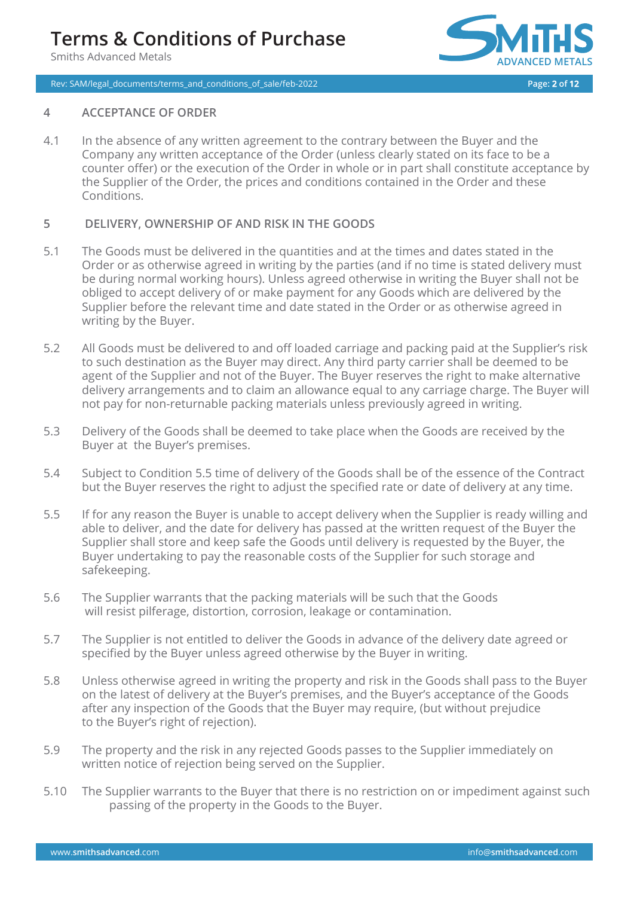## 4 ACCEPTANCE OF ORDER

4.1 In the absence of any written agreement to the contrary between the Buyer and the Company any written acceptance of the Order (unless clearly stated on its face to be a counter offer) or the execution of the Order in whole or in part shall constitute acceptance by the Supplier of the Order, the prices and conditions contained in the Order and these Conditions.

## 5 DELIVERY, OWNERSHIP OF AND RISK IN THE GOODS

5.1 The Goods must be delivered in the quantities and at the times and dates stated in the Order or as otherwise agreed in writing by the parties (and if no time is stated delivery must be during normal working hours). Unless agreed otherwise in writing the Buyer shall not be obliged to accept delivery of or make payment for any Goods which are delivered by the Supplier before the relevant time and date stated in the Order or as otherwise agreed in writing by the Buyer.

5.2 All Goods must be delivered to and off loaded carriage and packing paid at the Supplier's risk to such destination as the Buyer may direct. Any third party carrier shall be deemed to be agent of the Supplier and not of the Buyer. The Buyer reserves the right to make alternative delivery arrangements and to claim an allowance equal to any carriage charge. The Buyer will not pay for non-returnable packing materials unless previously agreed in writing.

5.3 Delivery of the Goods shall be deemed to take place when the Goods are received by the Buyer at the Buyer's premises.

5.4 Subject to Condition 5.5 time of delivery of the Goods shall be of the essence of the Contract but the Buyer reserves the right to adjust the specified rate or date of delivery at any time.

5.5 If for any reason the Buyer is unable to accept delivery when the Supplier is ready willing and able to deliver, and the date for delivery has passed at the written request of the Buyer the Supplier shall store and keep safe the Goods until delivery is requested by the Buyer, the Buyer undertaking to pay the reasonable costs of the Supplier for such storage and safekeeping.

5.6 The Supplier warrants that the packing materials will be such that the Goods will resist pilferage, distortion, corrosion, leakage or contamination.

5.7 The Supplier is not entitled to deliver the Goods in advance of the delivery date agreed or specified by the Buyer unless agreed otherwise by the Buyer in writing.

5.8 Unless otherwise agreed in writing the property and risk in the Goods shall pass to the Buyer on the latest of delivery at the Buyer's premises, and the Buyer's acceptance of the Goods after any inspection of the Goods that the Buyer may require, (but without prejudice to the Buyer's right of rejection).

5.9 The property and the risk in any rejected Goods passes to the Supplier immediately on written notice of rejection being served on the Supplier.

5.10 The Supplier warrants to the Buyer that there is no restriction on or impediment against such passing of the property in the Goods to the Buyer.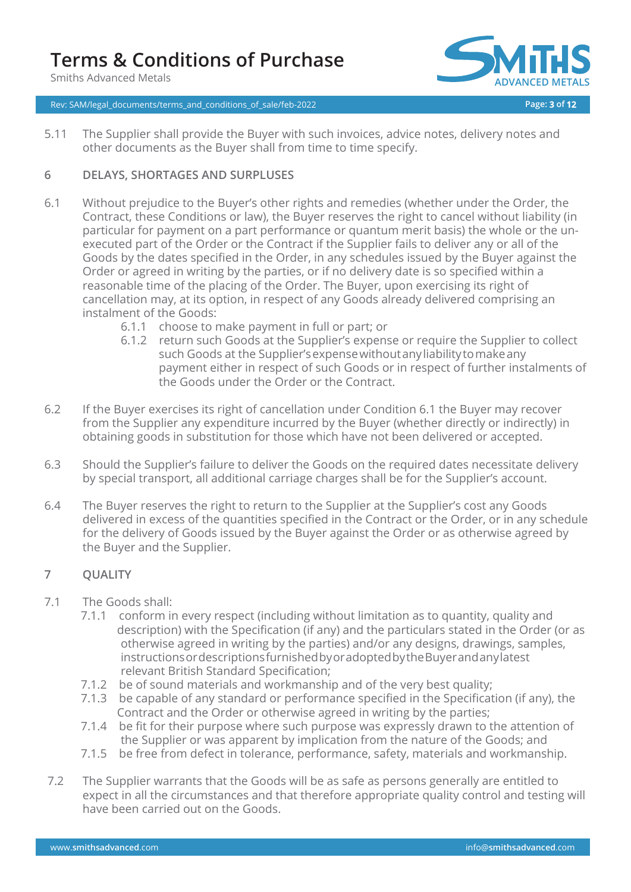5.11 The Supplier shall provide the Buyer with such invoices, advice notes, delivery notes and other documents as the Buyer shall from time to time specify.

## 6 DELAYS, SHORTAGES AND SURPLUSES

6.1 Without prejudice to the Buyer's other rights and remedies (whether under the Order, the Contract, these Conditions or law), the Buyer reserves the right to cancel without liability (in particular for payment on a part performance or quantum merit basis) the whole or the un-executed part of the Order or the Contract if the Supplier fails to deliver any or all of the Goods by the dates specified in the Order, in any schedules issued by the Buyer against the Order or agreed in writing by the parties, or if no delivery date is so specified within a reasonable time of the placing of the Order. The Buyer, upon exercising its right of cancellation may, at its option, in respect of any Goods already delivered comprising an instalment of the Goods:

- 6.1.1 choose to make payment in full or part; or
- 6.1.2 return such Goods at the Supplier's expense or require the Supplier to collect such Goods at the Supplier's expense without any liability to make any payment either in respect of such Goods or in respect of further instalments of the Goods under the Order or the Contract.

6.2 If the Buyer exercises its right of cancellation under Condition 6.1 the Buyer may recover from the Supplier any expenditure incurred by the Buyer (whether directly or indirectly) in obtaining goods in substitution for those which have not been delivered or accepted.

6.3 Should the Supplier's failure to deliver the Goods on the required dates necessitate delivery by special transport, all additional carriage charges shall be for the Supplier's account.

6.4 The Buyer reserves the right to return to the Supplier at the Supplier's cost any Goods delivered in excess of the quantities specified in the Contract or the Order, or in any schedule for the delivery of Goods issued by the Buyer against the Order or as otherwise agreed by the Buyer and the Supplier.

## 7 QUALITY

7.1 The Goods shall:

- 7.1.1 conform in every respect (including without limitation as to quantity, quality and description) with the Specification (if any) and the particulars stated in the Order (or as otherwise agreed in writing by the parties) and/or any designs, drawings, samples, instructions or descriptions furnished by or adopted by the Buyer and any latest relevant British Standard Specification;
- 7.1.2 be of sound materials and workmanship and of the very best quality;
- 7.1.3 be capable of any standard or performance specified in the Specification (if any), the Contract and the Order or otherwise agreed in writing by the parties;
- 7.1.4 be fit for their purpose where such purpose was expressly drawn to the attention of the Supplier or was apparent by implication from the nature of the Goods; and
- 7.1.5 be free from defect in tolerance, performance, safety, materials and workmanship.

7.2 The Supplier warrants that the Goods will be as safe as persons generally are entitled to expect in all the circumstances and that therefore appropriate quality control and testing will have been carried out on the Goods.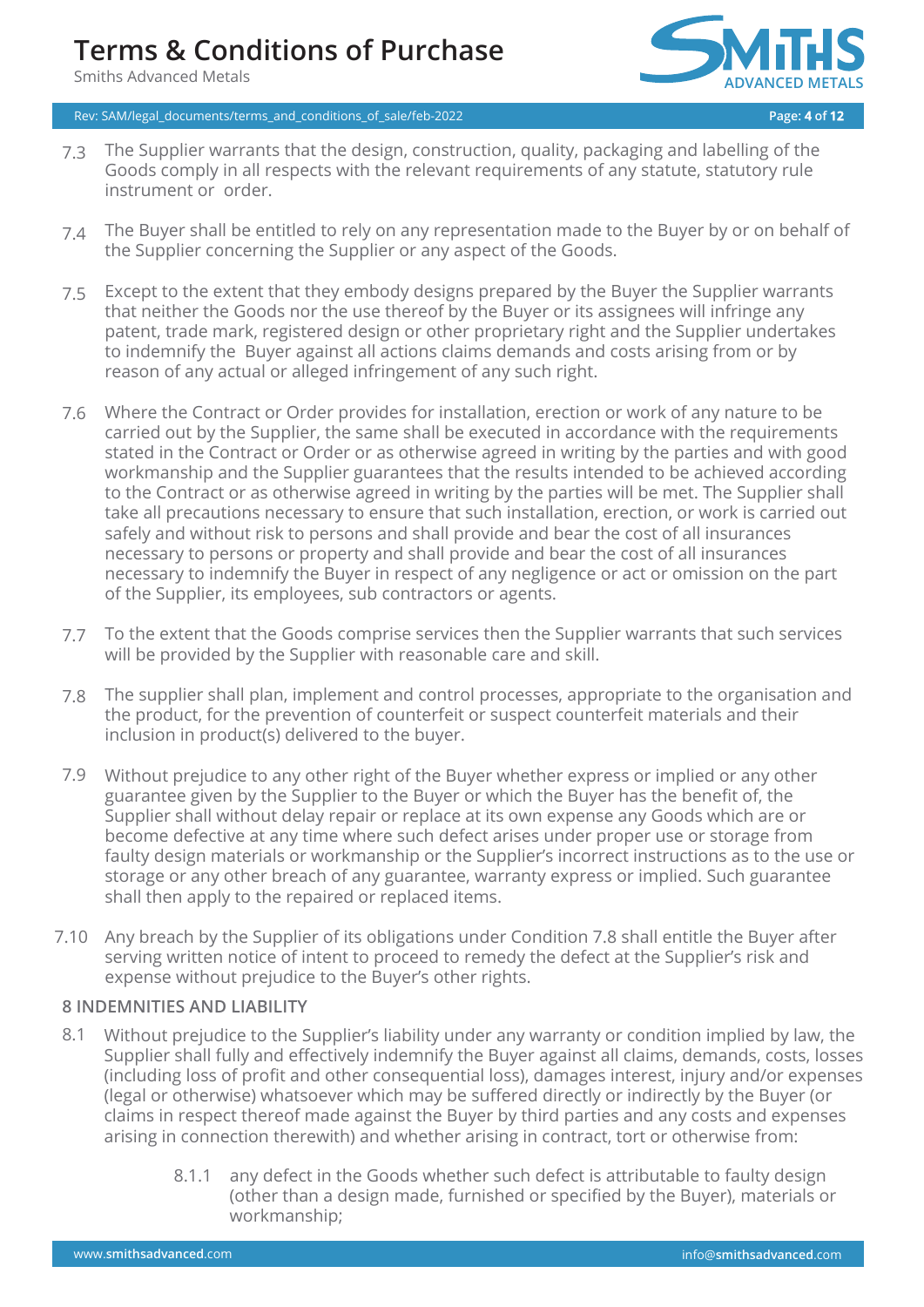7.3 The Supplier warrants that the design, construction, quality, packaging and labelling of the Goods comply in all respects with the relevant requirements of any statute, statutory rule instrument or order.

7.4 The Buyer shall be entitled to rely on any representation made to the Buyer by or on behalf of the Supplier concerning the Supplier or any aspect of the Goods.

7.5 Except to the extent that they embody designs prepared by the Buyer the Supplier warrants that neither the Goods nor the use thereof by the Buyer or its assignees will infringe any patent, trade mark, registered design or other proprietary right and the Supplier undertakes to indemnify the Buyer against all actions claims demands and costs arising from or by reason of any actual or alleged infringement of any such right.

7.6 Where the Contract or Order provides for installation, erection or work of any nature to be carried out by the Supplier, the same shall be executed in accordance with the requirements stated in the Contract or Order or as otherwise agreed in writing by the parties and with good workmanship and the Supplier guarantees that the results intended to be achieved according to the Contract or as otherwise agreed in writing by the parties will be met. The Supplier shall take all precautions necessary to ensure that such installation, erection, or work is carried out safely and without risk to persons and shall provide and bear the cost of all insurances necessary to persons or property and shall provide and bear the cost of all insurances necessary to indemnify the Buyer in respect of any negligence or act or omission on the part of the Supplier, its employees, sub contractors or agents.

7.7 To the extent that the Goods comprise services then the Supplier warrants that such services will be provided by the Supplier with reasonable care and skill.

7.8 The supplier shall plan, implement and control processes, appropriate to the organisation and the product, for the prevention of counterfeit or suspect counterfeit materials and their inclusion in product(s) delivered to the buyer.

7.9 Without prejudice to any other right of the Buyer whether express or implied or any other guarantee given by the Supplier to the Buyer or which the Buyer has the benefit of, the Supplier shall without delay repair or replace at its own expense any Goods which are or become defective at any time where such defect arises under proper use or storage from faulty design materials or workmanship or the Supplier's incorrect instructions as to the use or storage or any other breach of any guarantee, warranty express or implied. Such guarantee shall then apply to the repaired or replaced items.

7.10 Any breach by the Supplier of its obligations under Condition 7.8 shall entitle the Buyer after serving written notice of intent to proceed to remedy the defect at the Supplier's risk and expense without prejudice to the Buyer's other rights.

## 8 INDEMNITIES AND LIABILITY

8.1 Without prejudice to the Supplier's liability under any warranty or condition implied by law, the Supplier shall fully and effectively indemnify the Buyer against all claims, demands, costs, losses (including loss of profit and other consequential loss), damages interest, injury and/or expenses (legal or otherwise) whatsoever which may be suffered directly or indirectly by the Buyer (or claims in respect thereof made against the Buyer by third parties and any costs and expenses arising in connection therewith) and whether arising in contract, tort or otherwise from:

8.1.1 any defect in the Goods whether such defect is attributable to faulty design (other than a design made, furnished or specified by the Buyer), materials or workmanship;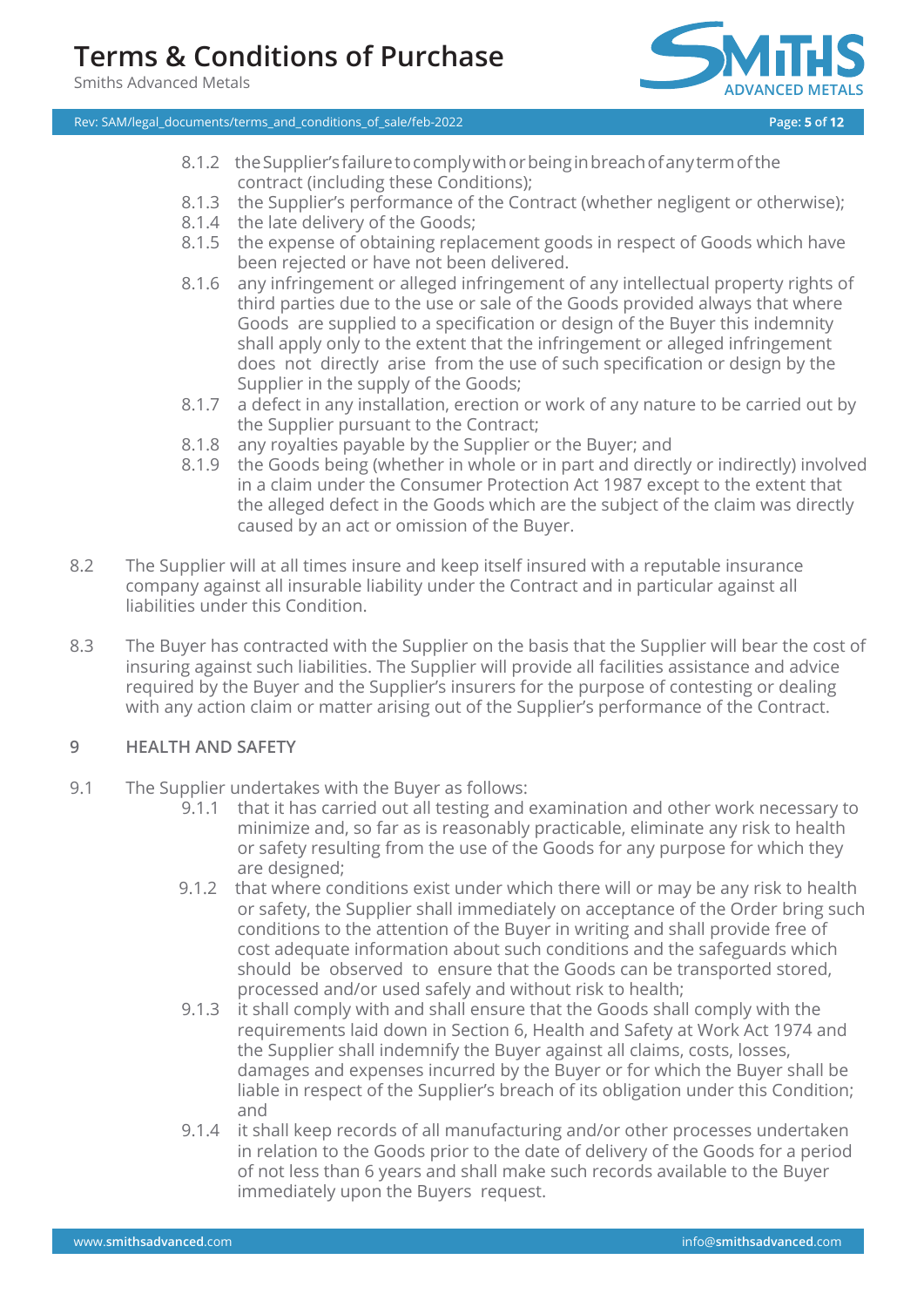8.1.2 the Supplier's failure to comply with or being in breach of any term of the contract (including these Conditions);

8.1.3 the Supplier's performance of the Contract (whether negligent or otherwise);

8.1.4 the late delivery of the Goods;

8.1.5 the expense of obtaining replacement goods in respect of Goods which have been rejected or have not been delivered.

8.1.6 any infringement or alleged infringement of any intellectual property rights of third parties due to the use or sale of the Goods provided always that where Goods are supplied to a specification or design of the Buyer this indemnity shall apply only to the extent that the infringement or alleged infringement does not directly arise from the use of such specification or design by the Supplier in the supply of the Goods;

8.1.7 a defect in any installation, erection or work of any nature to be carried out by the Supplier pursuant to the Contract;

8.1.8 any royalties payable by the Supplier or the Buyer; and

8.1.9 the Goods being (whether in whole or in part and directly or indirectly) involved in a claim under the Consumer Protection Act 1987 except to the extent that the alleged defect in the Goods which are the subject of the claim was directly caused by an act or omission of the Buyer.

8.2 The Supplier will at all times insure and keep itself insured with a reputable insurance company against all insurable liability under the Contract and in particular against all liabilities under this Condition.

8.3 The Buyer has contracted with the Supplier on the basis that the Supplier will bear the cost of insuring against such liabilities. The Supplier will provide all facilities assistance and advice required by the Buyer and the Supplier's insurers for the purpose of contesting or dealing with any action claim or matter arising out of the Supplier's performance of the Contract.

## 9 HEALTH AND SAFETY

9.1 The Supplier undertakes with the Buyer as follows:

9.1.1 that it has carried out all testing and examination and other work necessary to minimize and, so far as is reasonably practicable, eliminate any risk to health or safety resulting from the use of the Goods for any purpose for which they are designed;

9.1.2 that where conditions exist under which there will or may be any risk to health or safety, the Supplier shall immediately on acceptance of the Order bring such conditions to the attention of the Buyer in writing and shall provide free of cost adequate information about such conditions and the safeguards which should be observed to ensure that the Goods can be transported stored, processed and/or used safely and without risk to health;

9.1.3 it shall comply with and shall ensure that the Goods shall comply with the requirements laid down in Section 6, Health and Safety at Work Act 1974 and the Supplier shall indemnify the Buyer against all claims, costs, losses, damages and expenses incurred by the Buyer or for which the Buyer shall be liable in respect of the Supplier's breach of its obligation under this Condition; and

9.1.4 it shall keep records of all manufacturing and/or other processes undertaken in relation to the Goods prior to the date of delivery of the Goods for a period of not less than 6 years and shall make such records available to the Buyer immediately upon the Buyers request.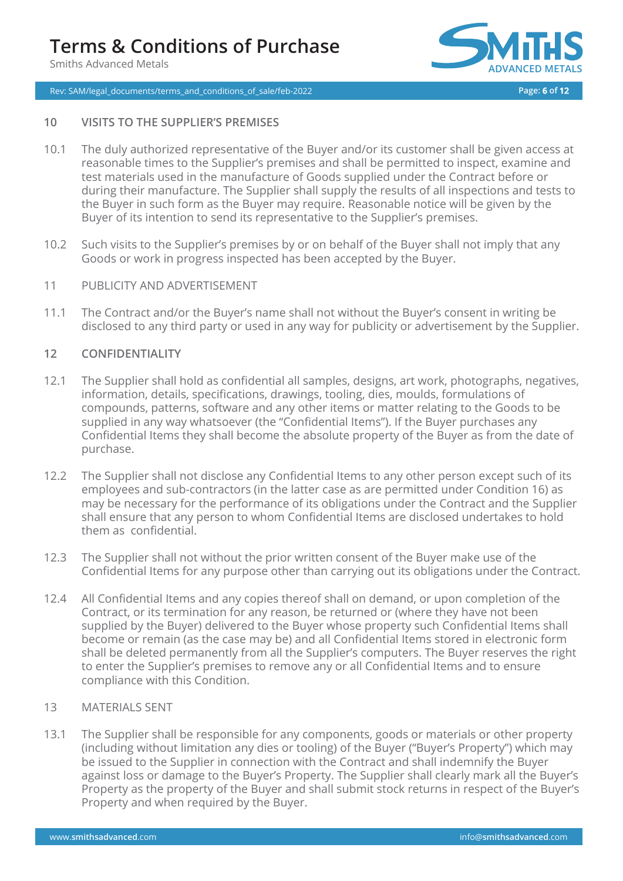## 10 VISITS TO THE SUPPLIER'S PREMISES

10.1 The duly authorized representative of the Buyer and/or its customer shall be given access at reasonable times to the Supplier's premises and shall be permitted to inspect, examine and test materials used in the manufacture of Goods supplied under the Contract before or during their manufacture. The Supplier shall supply the results of all inspections and tests to the Buyer in such form as the Buyer may require. Reasonable notice will be given by the Buyer of its intention to send its representative to the Supplier's premises.

10.2 Such visits to the Supplier's premises by or on behalf of the Buyer shall not imply that any Goods or work in progress inspected has been accepted by the Buyer.

## 11 PUBLICITY AND ADVERTISEMENT

11.1 The Contract and/or the Buyer's name shall not without the Buyer's consent in writing be disclosed to any third party or used in any way for publicity or advertisement by the Supplier.

## 12 CONFIDENTIALITY

12.1 The Supplier shall hold as confidential all samples, designs, art work, photographs, negatives, information, details, specifications, drawings, tooling, dies, moulds, formulations of compounds, patterns, software and any other items or matter relating to the Goods to be supplied in any way whatsoever (the "Confidential Items"). If the Buyer purchases any Confidential Items they shall become the absolute property of the Buyer as from the date of purchase.

12.2 The Supplier shall not disclose any Confidential Items to any other person except such of its employees and sub-contractors (in the latter case as are permitted under Condition 16) as may be necessary for the performance of its obligations under the Contract and the Supplier shall ensure that any person to whom Confidential Items are disclosed undertakes to hold them as confidential.

12.3 The Supplier shall not without the prior written consent of the Buyer make use of the Confidential Items for any purpose other than carrying out its obligations under the Contract.

12.4 All Confidential Items and any copies thereof shall on demand, or upon completion of the Contract, or its termination for any reason, be returned or (where they have not been supplied by the Buyer) delivered to the Buyer whose property such Confidential Items shall become or remain (as the case may be) and all Confidential Items stored in electronic form shall be deleted permanently from all the Supplier's computers. The Buyer reserves the right to enter the Supplier's premises to remove any or all Confidential Items and to ensure compliance with this Condition.

## 13 MATERIALS SENT

13.1 The Supplier shall be responsible for any components, goods or materials or other property (including without limitation any dies or tooling) of the Buyer ("Buyer's Property") which may be issued to the Supplier in connection with the Contract and shall indemnify the Buyer against loss or damage to the Buyer's Property. The Supplier shall clearly mark all the Buyer's Property as the property of the Buyer and shall submit stock returns in respect of the Buyer's Property and when required by the Buyer.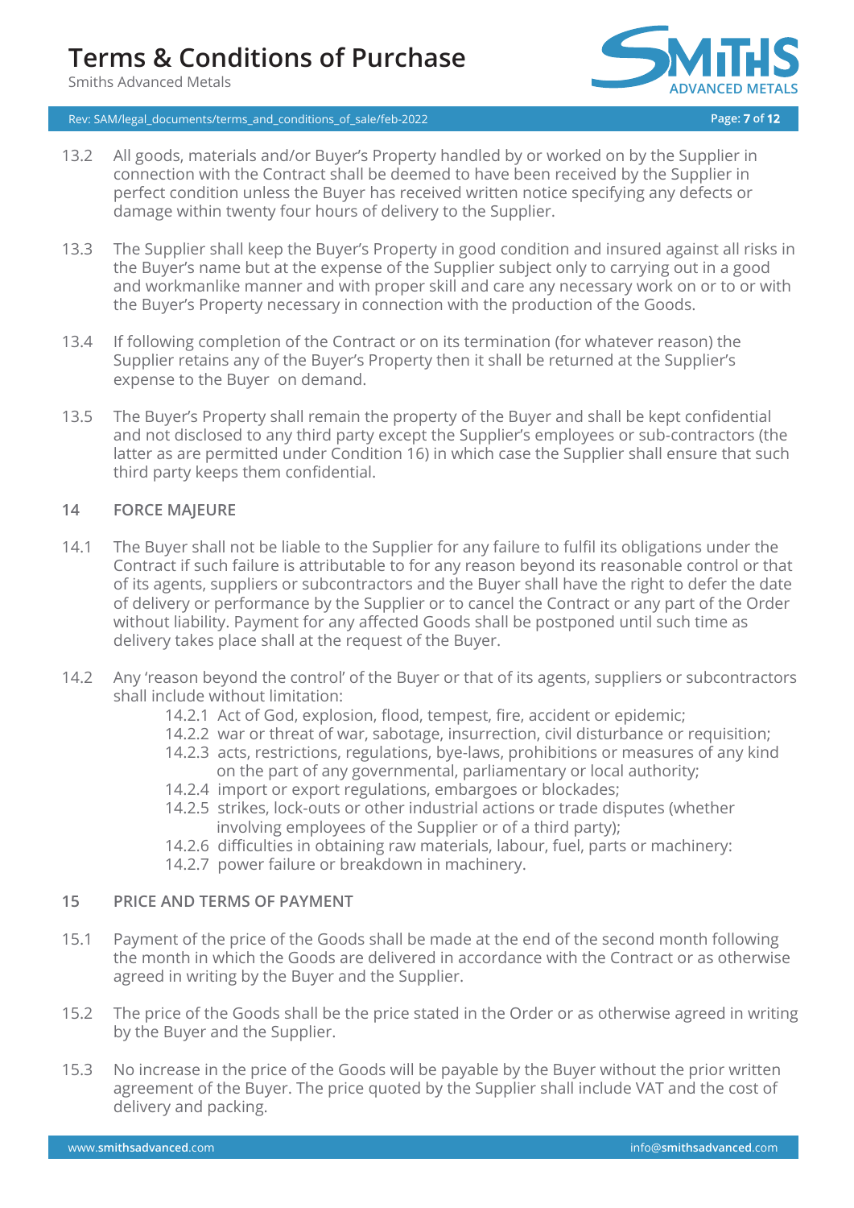13.2 All goods, materials and/or Buyer's Property handled by or worked on by the Supplier in connection with the Contract shall be deemed to have been received by the Supplier in perfect condition unless the Buyer has received written notice specifying any defects or damage within twenty four hours of delivery to the Supplier.

13.3 The Supplier shall keep the Buyer's Property in good condition and insured against all risks in the Buyer's name but at the expense of the Supplier subject only to carrying out in a good and workmanlike manner and with proper skill and care any necessary work on or to or with the Buyer's Property necessary in connection with the production of the Goods.

13.4 If following completion of the Contract or on its termination (for whatever reason) the Supplier retains any of the Buyer's Property then it shall be returned at the Supplier's expense to the Buyer on demand.

13.5 The Buyer's Property shall remain the property of the Buyer and shall be kept confidential and not disclosed to any third party except the Supplier's employees or sub-contractors (the latter as are permitted under Condition 16) in which case the Supplier shall ensure that such third party keeps them confidential.

## 14 FORCE MAJEURE

14.1 The Buyer shall not be liable to the Supplier for any failure to fulfil its obligations under the Contract if such failure is attributable to for any reason beyond its reasonable control or that of its agents, suppliers or subcontractors and the Buyer shall have the right to defer the date of delivery or performance by the Supplier or to cancel the Contract or any part of the Order without liability. Payment for any affected Goods shall be postponed until such time as delivery takes place shall at the request of the Buyer.

14.2 Any 'reason beyond the control' of the Buyer or that of its agents, suppliers or subcontractors shall include without limitation:

- 14.2.1 Act of God, explosion, flood, tempest, fire, accident or epidemic;
- 14.2.2 war or threat of war, sabotage, insurrection, civil disturbance or requisition;
- 14.2.3 acts, restrictions, regulations, bye-laws, prohibitions or measures of any kind on the part of any governmental, parliamentary or local authority;
- 14.2.4 import or export regulations, embargoes or blockades;
- 14.2.5 strikes, lock-outs or other industrial actions or trade disputes (whether involving employees of the Supplier or of a third party);
- 14.2.6 difficulties in obtaining raw materials, labour, fuel, parts or machinery:
- 14.2.7 power failure or breakdown in machinery.

## 15 PRICE AND TERMS OF PAYMENT

15.1 Payment of the price of the Goods shall be made at the end of the second month following the month in which the Goods are delivered in accordance with the Contract or as otherwise agreed in writing by the Buyer and the Supplier.

15.2 The price of the Goods shall be the price stated in the Order or as otherwise agreed in writing by the Buyer and the Supplier.

15.3 No increase in the price of the Goods will be payable by the Buyer without the prior written agreement of the Buyer. The price quoted by the Supplier shall include VAT and the cost of delivery and packing.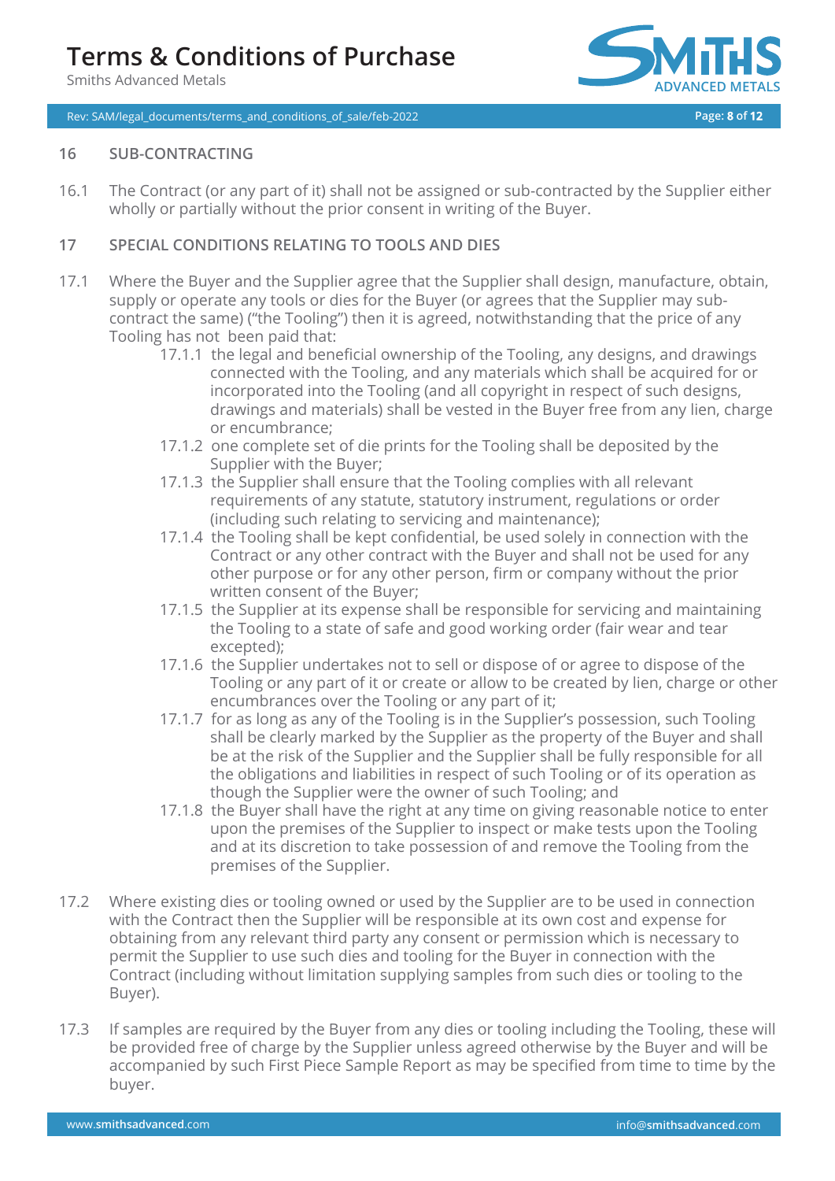## 16 SUB-CONTRACTING

16.1 The Contract (or any part of it) shall not be assigned or sub-contracted by the Supplier either wholly or partially without the prior consent in writing of the Buyer.

## 17 SPECIAL CONDITIONS RELATING TO TOOLS AND DIES

17.1 Where the Buyer and the Supplier agree that the Supplier shall design, manufacture, obtain, supply or operate any tools or dies for the Buyer (or agrees that the Supplier may sub-contract the same) ("the Tooling") then it is agreed, notwithstanding that the price of any Tooling has not been paid that:

- 17.1.1 the legal and beneficial ownership of the Tooling, any designs, and drawings connected with the Tooling, and any materials which shall be acquired for or incorporated into the Tooling (and all copyright in respect of such designs, drawings and materials) shall be vested in the Buyer free from any lien, charge or encumbrance;
- 17.1.2 one complete set of die prints for the Tooling shall be deposited by the Supplier with the Buyer;
- 17.1.3 the Supplier shall ensure that the Tooling complies with all relevant requirements of any statute, statutory instrument, regulations or order (including such relating to servicing and maintenance);
- 17.1.4 the Tooling shall be kept confidential, be used solely in connection with the Contract or any other contract with the Buyer and shall not be used for any other purpose or for any other person, firm or company without the prior written consent of the Buyer;
- 17.1.5 the Supplier at its expense shall be responsible for servicing and maintaining the Tooling to a state of safe and good working order (fair wear and tear excepted);
- 17.1.6 the Supplier undertakes not to sell or dispose of or agree to dispose of the Tooling or any part of it or create or allow to be created by lien, charge or other encumbrances over the Tooling or any part of it;
- 17.1.7 for as long as any of the Tooling is in the Supplier's possession, such Tooling shall be clearly marked by the Supplier as the property of the Buyer and shall be at the risk of the Supplier and the Supplier shall be fully responsible for all the obligations and liabilities in respect of such Tooling or of its operation as though the Supplier were the owner of such Tooling; and
- 17.1.8 the Buyer shall have the right at any time on giving reasonable notice to enter upon the premises of the Supplier to inspect or make tests upon the Tooling and at its discretion to take possession of and remove the Tooling from the premises of the Supplier.

17.2 Where existing dies or tooling owned or used by the Supplier are to be used in connection with the Contract then the Supplier will be responsible at its own cost and expense for obtaining from any relevant third party any consent or permission which is necessary to permit the Supplier to use such dies and tooling for the Buyer in connection with the Contract (including without limitation supplying samples from such dies or tooling to the Buyer).

17.3 If samples are required by the Buyer from any dies or tooling including the Tooling, these will be provided free of charge by the Supplier unless agreed otherwise by the Buyer and will be accompanied by such First Piece Sample Report as may be specified from time to time by the buyer.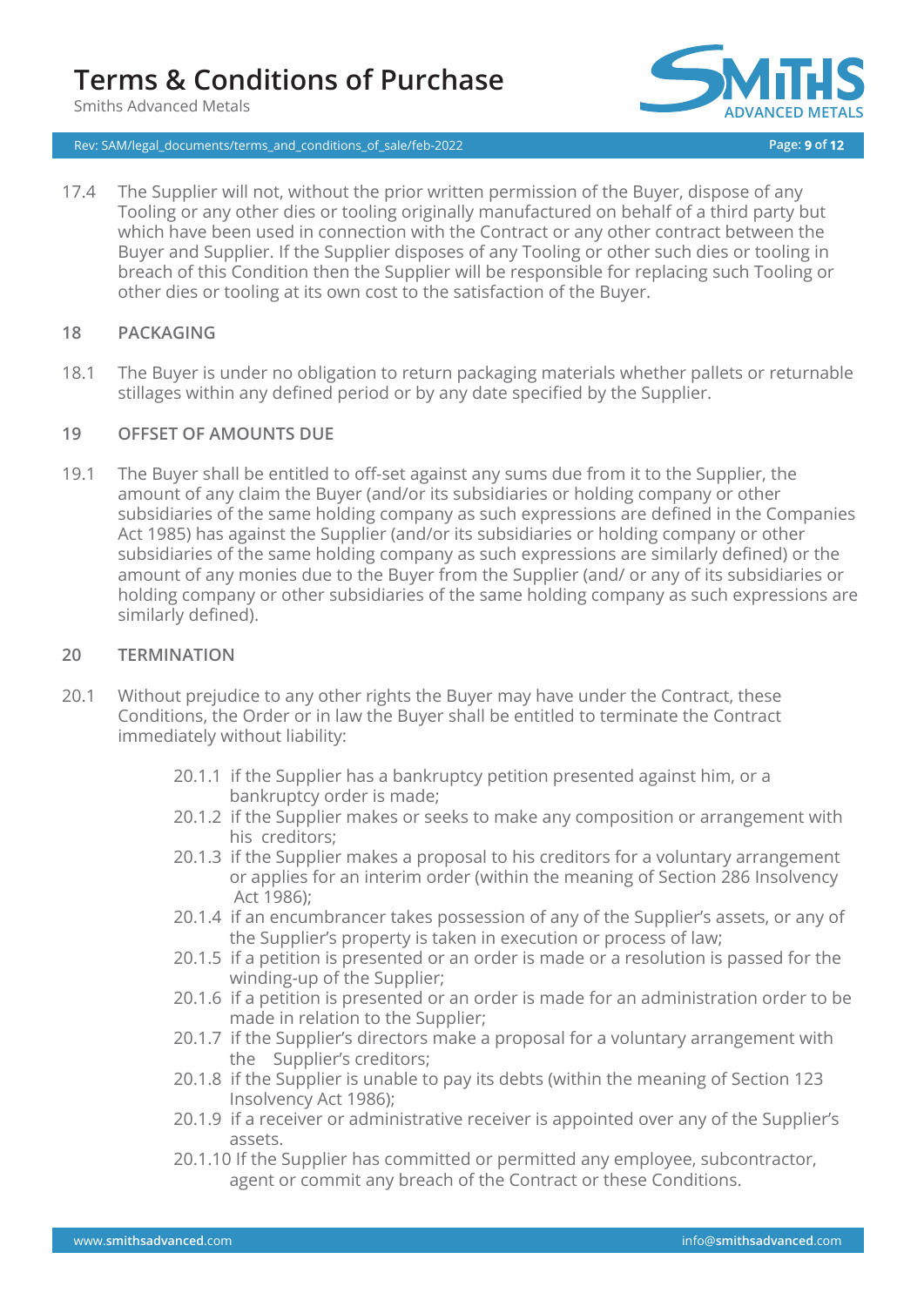17.4 The Supplier will not, without the prior written permission of the Buyer, dispose of any Tooling or any other dies or tooling originally manufactured on behalf of a third party but which have been used in connection with the Contract or any other contract between the Buyer and Supplier. If the Supplier disposes of any Tooling or other such dies or tooling in breach of this Condition then the Supplier will be responsible for replacing such Tooling or other dies or tooling at its own cost to the satisfaction of the Buyer.

## 18 PACKAGING

18.1 The Buyer is under no obligation to return packaging materials whether pallets or returnable stillages within any defined period or by any date specified by the Supplier.

## 19 OFFSET OF AMOUNTS DUE

19.1 The Buyer shall be entitled to off-set against any sums due from it to the Supplier, the amount of any claim the Buyer (and/or its subsidiaries or holding company or other subsidiaries of the same holding company as such expressions are defined in the Companies Act 1985) has against the Supplier (and/or its subsidiaries or holding company or other subsidiaries of the same holding company as such expressions are similarly defined) or the amount of any monies due to the Buyer from the Supplier (and/ or any of its subsidiaries or holding company or other subsidiaries of the same holding company as such expressions are similarly defined).

## 20 TERMINATION

20.1 Without prejudice to any other rights the Buyer may have under the Contract, these Conditions, the Order or in law the Buyer shall be entitled to terminate the Contract immediately without liability:

- 20.1.1 if the Supplier has a bankruptcy petition presented against him, or a bankruptcy order is made;
- 20.1.2 if the Supplier makes or seeks to make any composition or arrangement with his creditors;
- 20.1.3 if the Supplier makes a proposal to his creditors for a voluntary arrangement or applies for an interim order (within the meaning of Section 286 Insolvency Act 1986);
- 20.1.4 if an encumbrancer takes possession of any of the Supplier's assets, or any of the Supplier's property is taken in execution or process of law;
- 20.1.5 if a petition is presented or an order is made or a resolution is passed for the winding-up of the Supplier;
- 20.1.6 if a petition is presented or an order is made for an administration order to be made in relation to the Supplier;
- 20.1.7 if the Supplier's directors make a proposal for a voluntary arrangement with the Supplier's creditors;
- 20.1.8 if the Supplier is unable to pay its debts (within the meaning of Section 123 Insolvency Act 1986);
- 20.1.9 if a receiver or administrative receiver is appointed over any of the Supplier's assets.
- 20.1.10 If the Supplier has committed or permitted any employee, subcontractor, agent or commit any breach of the Contract or these Conditions.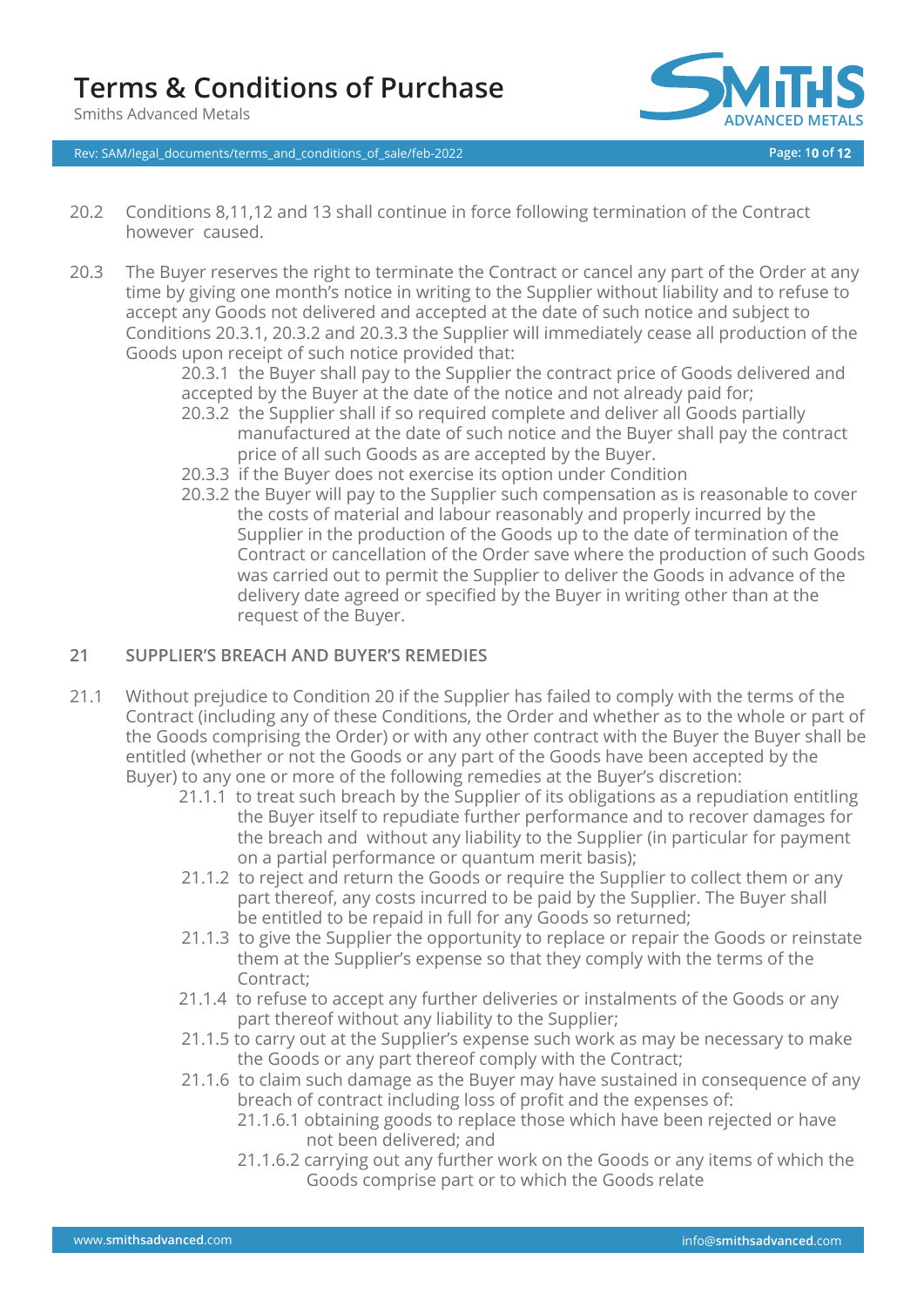20.2 Conditions 8,11,12 and 13 shall continue in force following termination of the Contract however caused.

20.3 The Buyer reserves the right to terminate the Contract or cancel any part of the Order at any time by giving one month's notice in writing to the Supplier without liability and to refuse to accept any Goods not delivered and accepted at the date of such notice and subject to Conditions 20.3.1, 20.3.2 and 20.3.3 the Supplier will immediately cease all production of the Goods upon receipt of such notice provided that:

   20.3.1 the Buyer shall pay to the Supplier the contract price of Goods delivered and accepted by the Buyer at the date of the notice and not already paid for;

   20.3.2 the Supplier shall if so required complete and deliver all Goods partially manufactured at the date of such notice and the Buyer shall pay the contract price of all such Goods as are accepted by the Buyer.

   20.3.3 if the Buyer does not exercise its option under Condition

   20.3.2 the Buyer will pay to the Supplier such compensation as is reasonable to cover the costs of material and labour reasonably and properly incurred by the Supplier in the production of the Goods up to the date of termination of the Contract or cancellation of the Order save where the production of such Goods was carried out to permit the Supplier to deliver the Goods in advance of the delivery date agreed or specified by the Buyer in writing other than at the request of the Buyer.

## 21 SUPPLIER'S BREACH AND BUYER'S REMEDIES

21.1 Without prejudice to Condition 20 if the Supplier has failed to comply with the terms of the Contract (including any of these Conditions, the Order and whether as to the whole or part of the Goods comprising the Order) or with any other contract with the Buyer the Buyer shall be entitled (whether or not the Goods or any part of the Goods have been accepted by the Buyer) to any one or more of the following remedies at the Buyer's discretion:

   21.1.1 to treat such breach by the Supplier of its obligations as a repudiation entitling the Buyer itself to repudiate further performance and to recover damages for the breach and without any liability to the Supplier (in particular for payment on a partial performance or quantum merit basis);

   21.1.2 to reject and return the Goods or require the Supplier to collect them or any part thereof, any costs incurred to be paid by the Supplier. The Buyer shall be entitled to be repaid in full for any Goods so returned;

   21.1.3 to give the Supplier the opportunity to replace or repair the Goods or reinstate them at the Supplier's expense so that they comply with the terms of the Contract;

   21.1.4 to refuse to accept any further deliveries or instalments of the Goods or any part thereof without any liability to the Supplier;

   21.1.5 to carry out at the Supplier's expense such work as may be necessary to make the Goods or any part thereof comply with the Contract;

   21.1.6 to claim such damage as the Buyer may have sustained in consequence of any breach of contract including loss of profit and the expenses of:

      21.1.6.1 obtaining goods to replace those which have been rejected or have not been delivered; and

      21.1.6.2 carrying out any further work on the Goods or any items of which the Goods comprise part or to which the Goods relate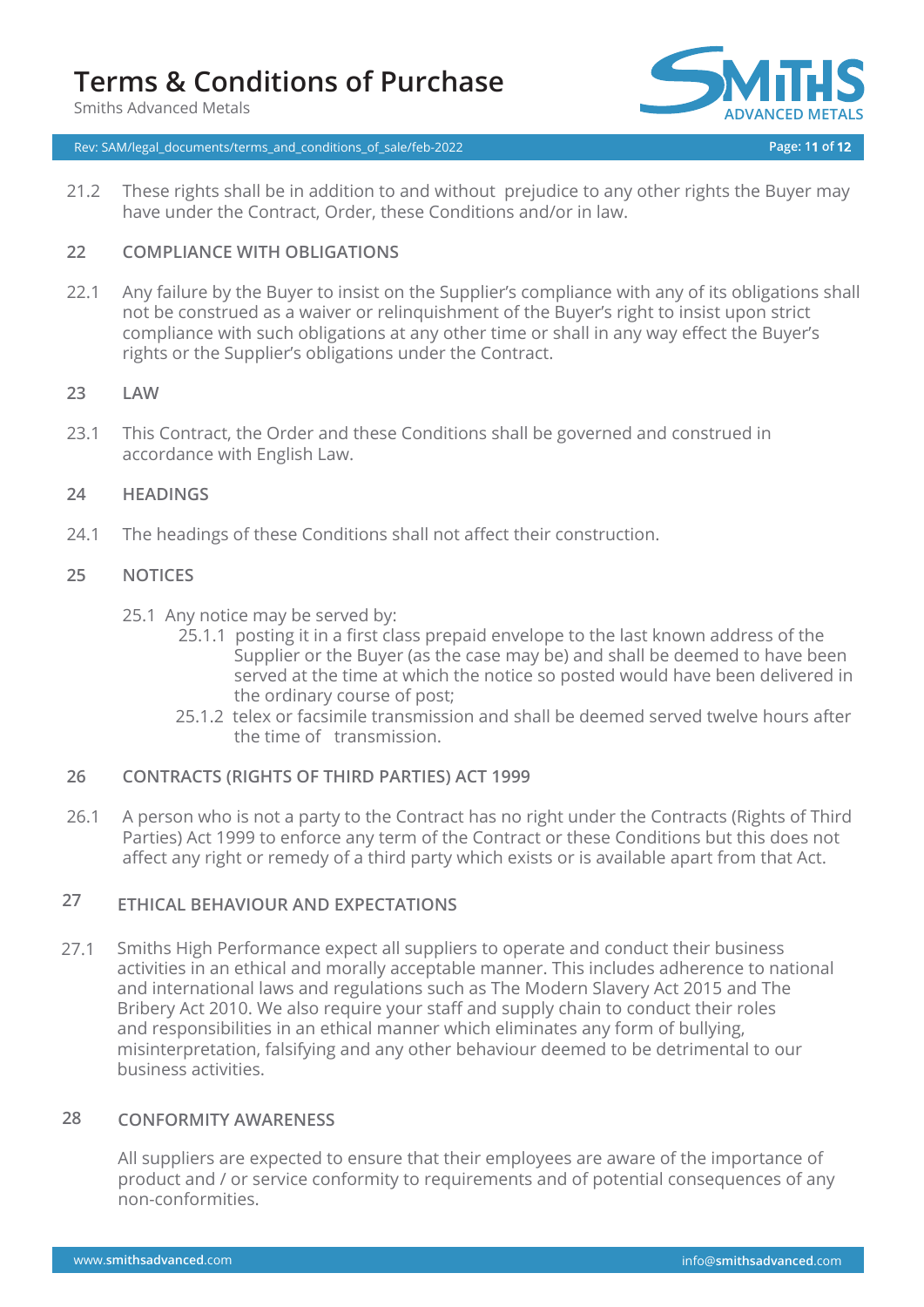21.2 These rights shall be in addition to and without prejudice to any other rights the Buyer may have under the Contract, Order, these Conditions and/or in law.

## 22 COMPLIANCE WITH OBLIGATIONS

22.1 Any failure by the Buyer to insist on the Supplier's compliance with any of its obligations shall not be construed as a waiver or relinquishment of the Buyer's right to insist upon strict compliance with such obligations at any other time or shall in any way effect the Buyer's rights or the Supplier's obligations under the Contract.

## 23 LAW

23.1 This Contract, the Order and these Conditions shall be governed and construed in accordance with English Law.

## 24 HEADINGS

24.1 The headings of these Conditions shall not affect their construction.

## 25 NOTICES

25.1 Any notice may be served by:

- 25.1.1 posting it in a first class prepaid envelope to the last known address of the Supplier or the Buyer (as the case may be) and shall be deemed to have been served at the time at which the notice so posted would have been delivered in the ordinary course of post;
- 25.1.2 telex or facsimile transmission and shall be deemed served twelve hours after the time of transmission.

## 26 CONTRACTS (RIGHTS OF THIRD PARTIES) ACT 1999

26.1 A person who is not a party to the Contract has no right under the Contracts (Rights of Third Parties) Act 1999 to enforce any term of the Contract or these Conditions but this does not affect any right or remedy of a third party which exists or is available apart from that Act.

## 27 ETHICAL BEHAVIOUR AND EXPECTATIONS

27.1 Smiths High Performance expect all suppliers to operate and conduct their business activities in an ethical and morally acceptable manner. This includes adherence to national and international laws and regulations such as The Modern Slavery Act 2015 and The Bribery Act 2010. We also require your staff and supply chain to conduct their roles and responsibilities in an ethical manner which eliminates any form of bullying, misinterpretation, falsifying and any other behaviour deemed to be detrimental to our business activities.

## 28 CONFORMITY AWARENESS

All suppliers are expected to ensure that their employees are aware of the importance of product and / or service conformity to requirements and of potential consequences of any non-conformities.